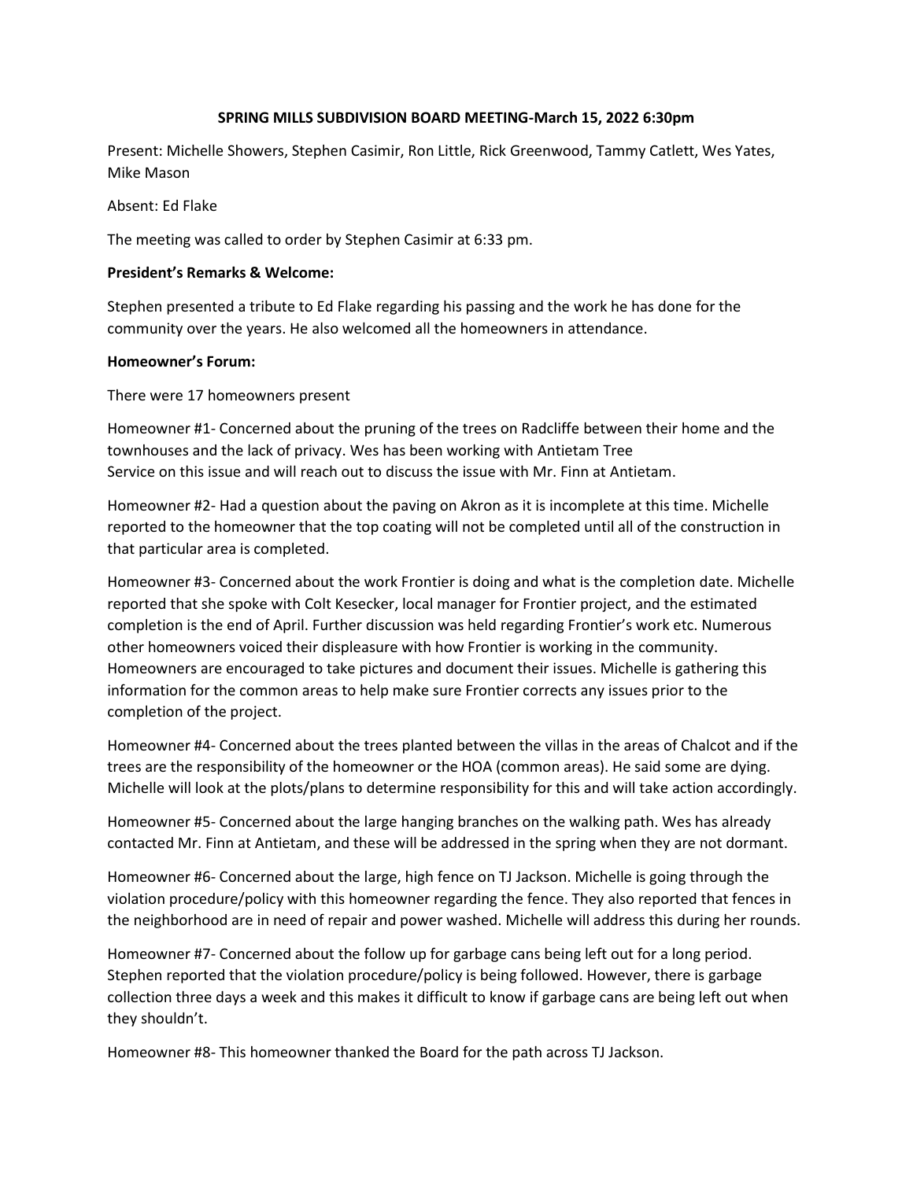# SPRING MILLS SUBDIVISION BOARD MEETING-March 15, 2022 6:30pm

Present: Michelle Showers, Stephen Casimir, Ron Little, Rick Greenwood, Tammy Catlett, Wes Yates, Mike Mason

Absent: Ed Flake

The meeting was called to order by Stephen Casimir at 6:33 pm.

**President's Remarks & Welcome:**

Stephen presented a tribute to Ed Flake regarding his passing and the work he has done for the community over the years. He also welcomed all the homeowners in attendance.

**Homeowner's Forum:**

There were 17 homeowners present

Homeowner #1- Concerned about the pruning of the trees on Radcliffe between their home and the townhouses and the lack of privacy. Wes has been working with Antietam Tree Service on this issue and will reach out to discuss the issue with Mr. Finn at Antietam.

Homeowner #2- Had a question about the paving on Akron as it is incomplete at this time. Michelle reported to the homeowner that the top coating will not be completed until all of the construction in that particular area is completed.

Homeowner #3- Concerned about the work Frontier is doing and what is the completion date. Michelle reported that she spoke with Colt Kesecker, local manager for Frontier project, and the estimated completion is the end of April. Further discussion was held regarding Frontier's work etc. Numerous other homeowners voiced their displeasure with how Frontier is working in the community. Homeowners are encouraged to take pictures and document their issues. Michelle is gathering this information for the common areas to help make sure Frontier corrects any issues prior to the completion of the project.

Homeowner #4- Concerned about the trees planted between the villas in the areas of Chalcot and if the trees are the responsibility of the homeowner or the HOA (common areas). He said some are dying. Michelle will look at the plots/plans to determine responsibility for this and will take action accordingly.

Homeowner #5- Concerned about the large hanging branches on the walking path. Wes has already contacted Mr. Finn at Antietam, and these will be addressed in the spring when they are not dormant.

Homeowner #6- Concerned about the large, high fence on TJ Jackson. Michelle is going through the violation procedure/policy with this homeowner regarding the fence. They also reported that fences in the neighborhood are in need of repair and power washed. Michelle will address this during her rounds.

Homeowner #7- Concerned about the follow up for garbage cans being left out for a long period. Stephen reported that the violation procedure/policy is being followed. However, there is garbage collection three days a week and this makes it difficult to know if garbage cans are being left out when they shouldn't.

Homeowner #8- This homeowner thanked the Board for the path across TJ Jackson.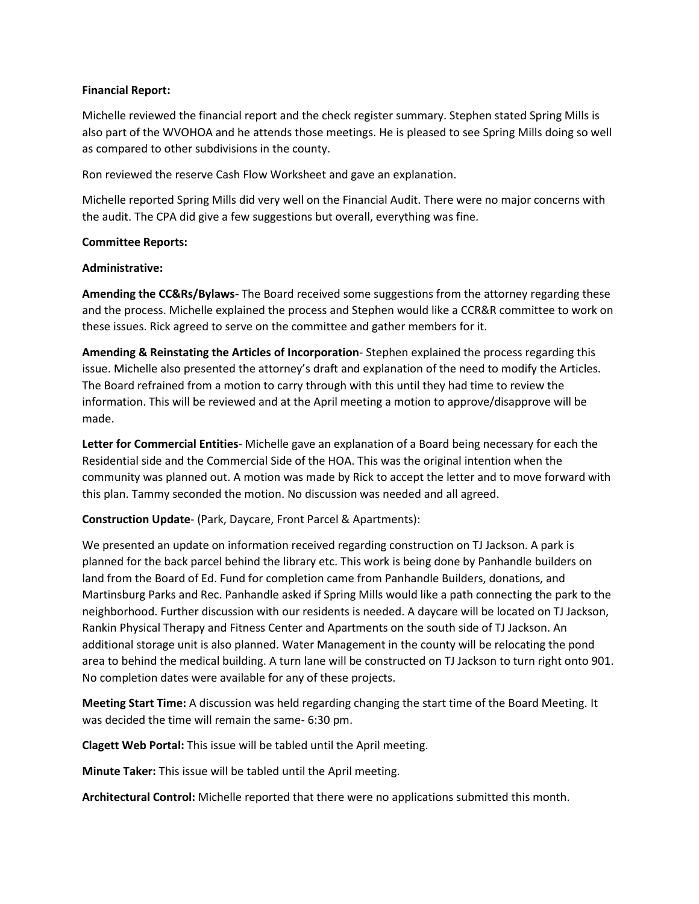**Financial Report:**

Michelle reviewed the financial report and the check register summary. Stephen stated Spring Mills is also part of the WVOHOA and he attends those meetings. He is pleased to see Spring Mills doing so well as compared to other subdivisions in the county.

Ron reviewed the reserve Cash Flow Worksheet and gave an explanation.

Michelle reported Spring Mills did very well on the Financial Audit. There were no major concerns with the audit. The CPA did give a few suggestions but overall, everything was fine.

**Committee Reports:**

**Administrative:**

**Amending the CC&Rs/Bylaws-** The Board received some suggestions from the attorney regarding these and the process. Michelle explained the process and Stephen would like a CCR&R committee to work on these issues. Rick agreed to serve on the committee and gather members for it.

**Amending & Reinstating the Articles of Incorporation**- Stephen explained the process regarding this issue. Michelle also presented the attorney's draft and explanation of the need to modify the Articles. The Board refrained from a motion to carry through with this until they had time to review the information. This will be reviewed and at the April meeting a motion to approve/disapprove will be made.

**Letter for Commercial Entities**- Michelle gave an explanation of a Board being necessary for each the Residential side and the Commercial Side of the HOA. This was the original intention when the community was planned out. A motion was made by Rick to accept the letter and to move forward with this plan. Tammy seconded the motion. No discussion was needed and all agreed.

**Construction Update**- (Park, Daycare, Front Parcel & Apartments):

We presented an update on information received regarding construction on TJ Jackson. A park is planned for the back parcel behind the library etc. This work is being done by Panhandle builders on land from the Board of Ed. Fund for completion came from Panhandle Builders, donations, and Martinsburg Parks and Rec. Panhandle asked if Spring Mills would like a path connecting the park to the neighborhood. Further discussion with our residents is needed. A daycare will be located on TJ Jackson, Rankin Physical Therapy and Fitness Center and Apartments on the south side of TJ Jackson. An additional storage unit is also planned. Water Management in the county will be relocating the pond area to behind the medical building. A turn lane will be constructed on TJ Jackson to turn right onto 901. No completion dates were available for any of these projects.

**Meeting Start Time:** A discussion was held regarding changing the start time of the Board Meeting. It was decided the time will remain the same- 6:30 pm.

**Clagett Web Portal:** This issue will be tabled until the April meeting.

**Minute Taker:** This issue will be tabled until the April meeting.

**Architectural Control:** Michelle reported that there were no applications submitted this month.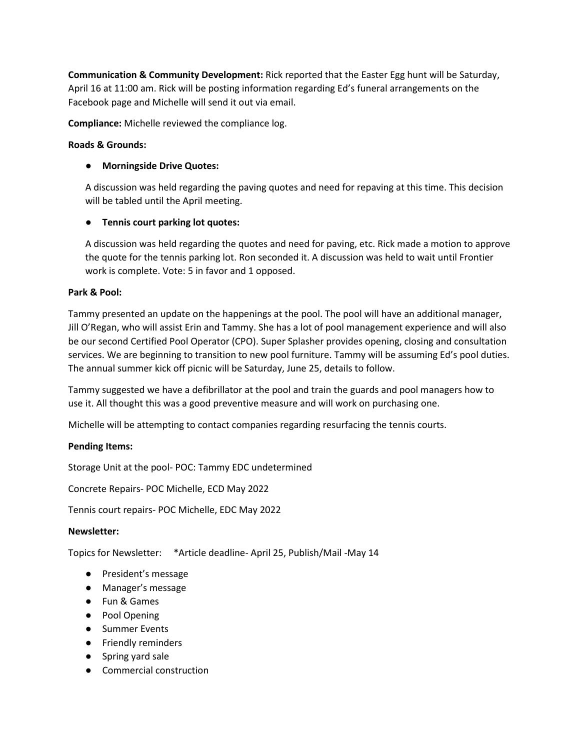**Communication & Community Development:** Rick reported that the Easter Egg hunt will be Saturday, April 16 at 11:00 am. Rick will be posting information regarding Ed's funeral arrangements on the Facebook page and Michelle will send it out via email.

**Compliance:** Michelle reviewed the compliance log.

**Roads & Grounds:**

- **Morningside Drive Quotes:**

  A discussion was held regarding the paving quotes and need for repaving at this time. This decision will be tabled until the April meeting.

- **Tennis court parking lot quotes:**

  A discussion was held regarding the quotes and need for paving, etc. Rick made a motion to approve the quote for the tennis parking lot. Ron seconded it. A discussion was held to wait until Frontier work is complete. Vote: 5 in favor and 1 opposed.

**Park & Pool:**

Tammy presented an update on the happenings at the pool. The pool will have an additional manager, Jill O'Regan, who will assist Erin and Tammy. She has a lot of pool management experience and will also be our second Certified Pool Operator (CPO). Super Splasher provides opening, closing and consultation services. We are beginning to transition to new pool furniture. Tammy will be assuming Ed's pool duties. The annual summer kick off picnic will be Saturday, June 25, details to follow.

Tammy suggested we have a defibrillator at the pool and train the guards and pool managers how to use it. All thought this was a good preventive measure and will work on purchasing one.

Michelle will be attempting to contact companies regarding resurfacing the tennis courts.

**Pending Items:**

Storage Unit at the pool- POC: Tammy EDC undetermined

Concrete Repairs- POC Michelle, ECD May 2022

Tennis court repairs- POC Michelle, EDC May 2022

**Newsletter:**

Topics for Newsletter: *Article deadline- April 25, Publish/Mail -May 14

- President's message
- Manager's message
- Fun & Games
- Pool Opening
- Summer Events
- Friendly reminders
- Spring yard sale
- Commercial construction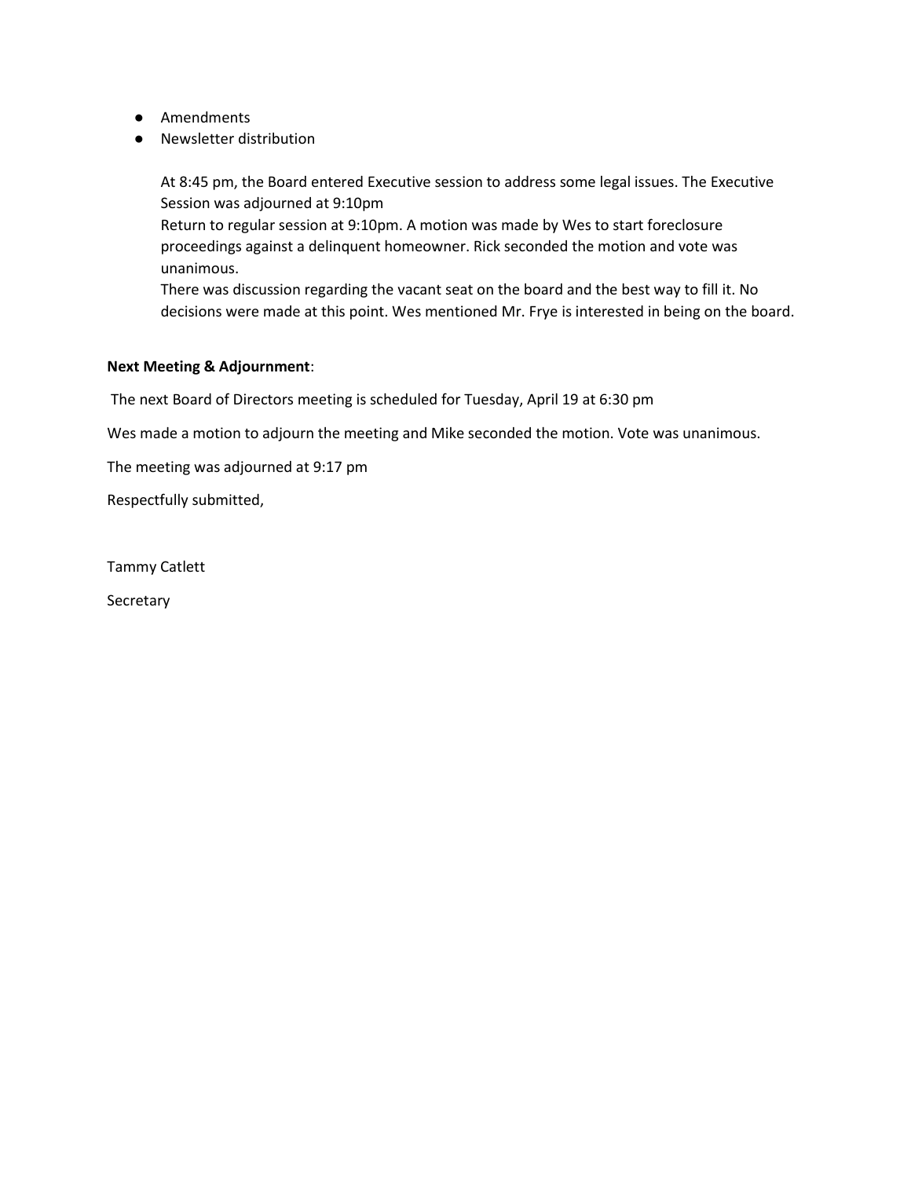- Amendments
- Newsletter distribution

  At 8:45 pm, the Board entered Executive session to address some legal issues. The Executive Session was adjourned at 9:10pm
  Return to regular session at 9:10pm. A motion was made by Wes to start foreclosure proceedings against a delinquent homeowner. Rick seconded the motion and vote was unanimous.
  There was discussion regarding the vacant seat on the board and the best way to fill it. No decisions were made at this point. Wes mentioned Mr. Frye is interested in being on the board.

**Next Meeting & Adjournment**:

The next Board of Directors meeting is scheduled for Tuesday, April 19 at 6:30 pm

Wes made a motion to adjourn the meeting and Mike seconded the motion. Vote was unanimous.

The meeting was adjourned at 9:17 pm

Respectfully submitted,

Tammy Catlett

Secretary